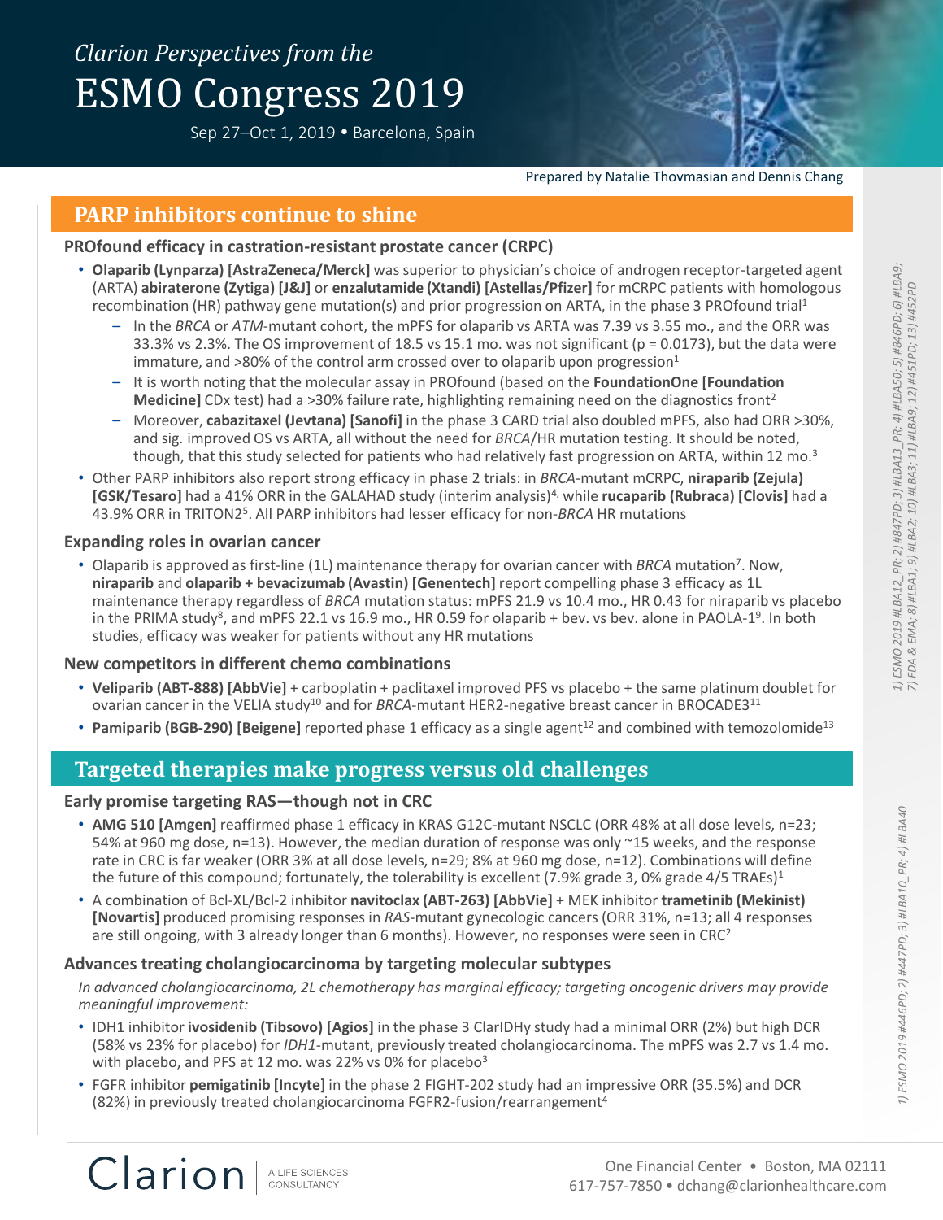# *Clarion Perspectives from the* ESMO Congress 2019

Sep 27–Oct 1, 2019 • Barcelona, Spain

Prepared by Natalie Thovmasian and Dennis Chang

## PARP inhibitors continue to shine

### PROfound efficacy in castration-resistant prostate cancer (CRPC)

- **Olaparib (Lynparza) [AstraZeneca/Merck]** was superior to physician's choice of androgen receptor-targeted agent (ARTA) **abiraterone (Zytiga) [J&J]** or **enzalutamide (Xtandi) [Astellas/Pfizer]** for mCRPC patients with homologous recombination (HR) pathway gene mutation(s) and prior progression on ARTA, in the phase 3 PROfound trial[1]
  - In the *BRCA* or *ATM*-mutant cohort, the mPFS for olaparib vs ARTA was 7.39 vs 3.55 mo., and the ORR was 33.3% vs 2.3%. The OS improvement of 18.5 vs 15.1 mo. was not significant (p = 0.0173), but the data were immature, and >80% of the control arm crossed over to olaparib upon progression[1]
  - It is worth noting that the molecular assay in PROfound (based on the **FoundationOne [Foundation Medicine]** CDx test) had a >30% failure rate, highlighting remaining need on the diagnostics front[2]
  - Moreover, **cabazitaxel (Jevtana) [Sanofi]** in the phase 3 CARD trial also doubled mPFS, also had ORR >30%, and sig. improved OS vs ARTA, all without the need for *BRCA*/HR mutation testing. It should be noted, though, that this study selected for patients who had relatively fast progression on ARTA, within 12 mo.[3]
- Other PARP inhibitors also report strong efficacy in phase 2 trials: in *BRCA*-mutant mCRPC, **niraparib (Zejula) [GSK/Tesaro]** had a 41% ORR in the GALAHAD study (interim analysis)[4], while **rucaparib (Rubraca) [Clovis]** had a 43.9% ORR in TRITON2[5]. All PARP inhibitors had lesser efficacy for non-*BRCA* HR mutations

### Expanding roles in ovarian cancer

- Olaparib is approved as first-line (1L) maintenance therapy for ovarian cancer with *BRCA* mutation[7]. Now, **niraparib** and **olaparib + bevacizumab (Avastin) [Genentech]** report compelling phase 3 efficacy as 1L maintenance therapy regardless of *BRCA* mutation status: mPFS 21.9 vs 10.4 mo., HR 0.43 for niraparib vs placebo in the PRIMA study[8], and mPFS 22.1 vs 16.9 mo., HR 0.59 for olaparib + bev. vs bev. alone in PAOLA-1[9]. In both studies, efficacy was weaker for patients without any HR mutations

### New competitors in different chemo combinations

- **Veliparib (ABT-888) [AbbVie]** + carboplatin + paclitaxel improved PFS vs placebo + the same platinum doublet for ovarian cancer in the VELIA study[10] and for *BRCA*-mutant HER2-negative breast cancer in BROCADE3[11]
- **Pamiparib (BGB-290) [Beigene]** reported phase 1 efficacy as a single agent[12] and combined with temozolomide[13]

1) ESMO 2019 #LBA12_PR; 2) #847PD; 3) #LBA13_PR; 4) #LBA50; 5) #846PD; 6) #LBA9; 7) FDA & EMA; 8) #LBA1; 9) #LBA2; 10) #LBA3; 11) #LBA9; 12) #451PD; 13) #452PD

## Targeted therapies make progress versus old challenges

### Early promise targeting RAS—though not in CRC

- **AMG 510 [Amgen]** reaffirmed phase 1 efficacy in KRAS G12C-mutant NSCLC (ORR 48% at all dose levels, n=23; 54% at 960 mg dose, n=13). However, the median duration of response was only ~15 weeks, and the response rate in CRC is far weaker (ORR 3% at all dose levels, n=29; 8% at 960 mg dose, n=12). Combinations will define the future of this compound; fortunately, the tolerability is excellent (7.9% grade 3, 0% grade 4/5 TRAEs)[1]
- A combination of Bcl-XL/Bcl-2 inhibitor **navitoclax (ABT-263) [AbbVie]** + MEK inhibitor **trametinib (Mekinist) [Novartis]** produced promising responses in *RAS*-mutant gynecologic cancers (ORR 31%, n=13; all 4 responses are still ongoing, with 3 already longer than 6 months). However, no responses were seen in CRC[2]

### Advances treating cholangiocarcinoma by targeting molecular subtypes

*In advanced cholangiocarcinoma, 2L chemotherapy has marginal efficacy; targeting oncogenic drivers may provide meaningful improvement:*

- IDH1 inhibitor **ivosidenib (Tibsovo) [Agios]** in the phase 3 ClarIDHy study had a minimal ORR (2%) but high DCR (58% vs 23% for placebo) for *IDH1*-mutant, previously treated cholangiocarcinoma. The mPFS was 2.7 vs 1.4 mo. with placebo, and PFS at 12 mo. was 22% vs 0% for placebo[3]
- FGFR inhibitor **pemigatinib [Incyte]** in the phase 2 FIGHT-202 study had an impressive ORR (35.5%) and DCR (82%) in previously treated cholangiocarcinoma FGFR2-fusion/rearrangement[4]

1) ESMO 2019 #446PD; 2) #447PD; 3) #LBA10_PR; 4) #LBA40

Clarion | A LIFE SCIENCES CONSULTANCY

One Financial Center • Boston, MA 02111
617-757-7850 • dchang@clarionhealthcare.com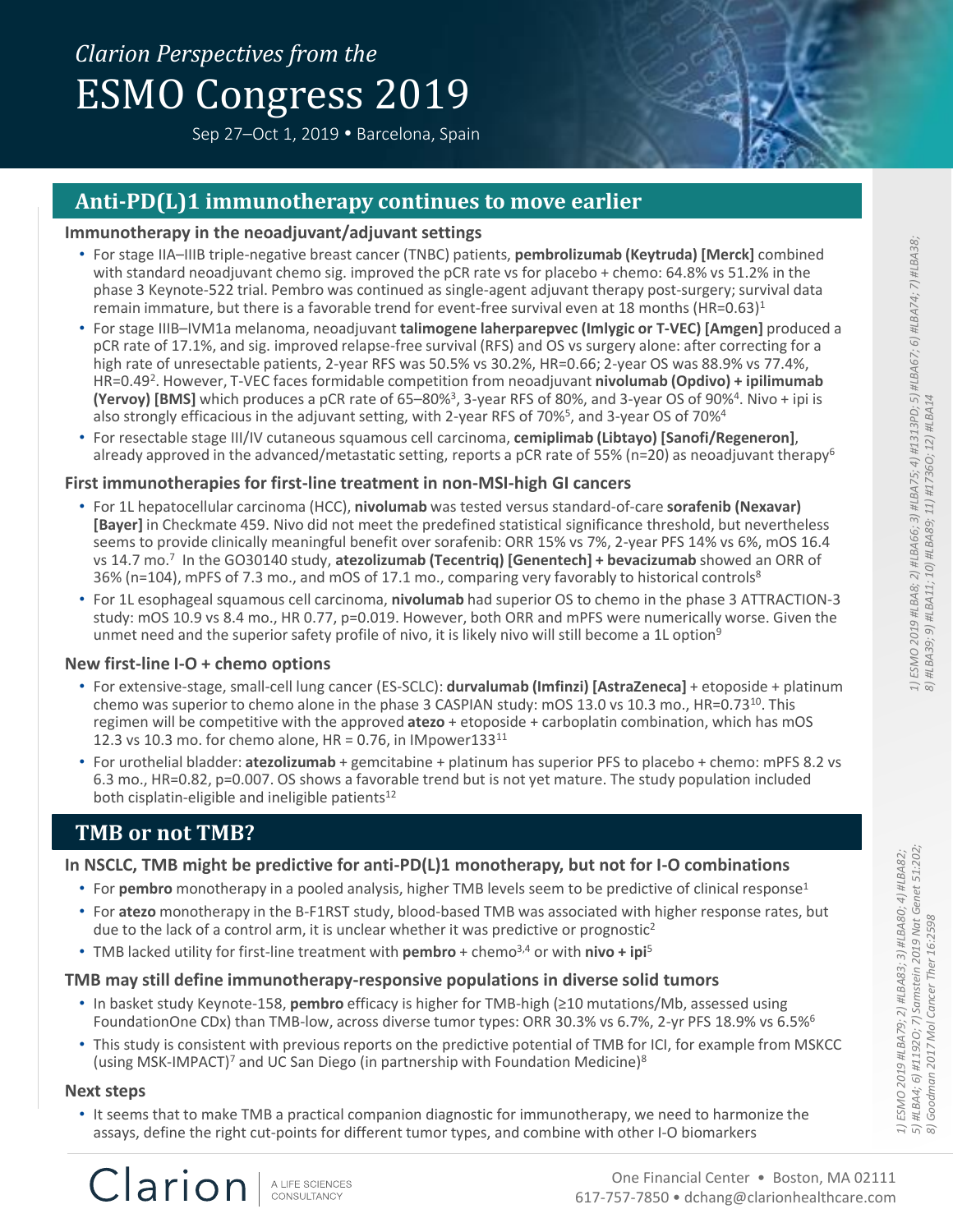*Clarion Perspectives from the*

# ESMO Congress 2019

Sep 27–Oct 1, 2019 • Barcelona, Spain

## Anti-PD(L)1 immunotherapy continues to move earlier

### Immunotherapy in the neoadjuvant/adjuvant settings

- For stage IIA–IIIB triple-negative breast cancer (TNBC) patients, **pembrolizumab (Keytruda) [Merck]** combined with standard neoadjuvant chemo sig. improved the pCR rate vs for placebo + chemo: 64.8% vs 51.2% in the phase 3 Keynote-522 trial. Pembro was continued as single-agent adjuvant therapy post-surgery; survival data remain immature, but there is a favorable trend for event-free survival even at 18 months (HR=0.63)[1]
- For stage IIIB–IVM1a melanoma, neoadjuvant **talimogene laherparepvec (Imlygic or T-VEC) [Amgen]** produced a pCR rate of 17.1%, and sig. improved relapse-free survival (RFS) and OS vs surgery alone: after correcting for a high rate of unresectable patients, 2-year RFS was 50.5% vs 30.2%, HR=0.66; 2-year OS was 88.9% vs 77.4%, HR=0.49[2]. However, T-VEC faces formidable competition from neoadjuvant **nivolumab (Opdivo) + ipilimumab (Yervoy) [BMS]** which produces a pCR rate of 65–80%[3], 3-year RFS of 80%, and 3-year OS of 90%[4]. Nivo + ipi is also strongly efficacious in the adjuvant setting, with 2-year RFS of 70%[5], and 3-year OS of 70%[4]
- For resectable stage III/IV cutaneous squamous cell carcinoma, **cemiplimab (Libtayo) [Sanofi/Regeneron]**, already approved in the advanced/metastatic setting, reports a pCR rate of 55% (n=20) as neoadjuvant therapy[6]

### First immunotherapies for first-line treatment in non-MSI-high GI cancers

- For 1L hepatocellular carcinoma (HCC), **nivolumab** was tested versus standard-of-care **sorafenib (Nexavar) [Bayer]** in Checkmate 459. Nivo did not meet the predefined statistical significance threshold, but nevertheless seems to provide clinically meaningful benefit over sorafenib: ORR 15% vs 7%, 2-year PFS 14% vs 6%, mOS 16.4 vs 14.7 mo.[7] In the GO30140 study, **atezolizumab (Tecentriq) [Genentech] + bevacizumab** showed an ORR of 36% (n=104), mPFS of 7.3 mo., and mOS of 17.1 mo., comparing very favorably to historical controls[8]
- For 1L esophageal squamous cell carcinoma, **nivolumab** had superior OS to chemo in the phase 3 ATTRACTION-3 study: mOS 10.9 vs 8.4 mo., HR 0.77, p=0.019. However, both ORR and mPFS were numerically worse. Given the unmet need and the superior safety profile of nivo, it is likely nivo will still become a 1L option[9]

### New first-line I-O + chemo options

- For extensive-stage, small-cell lung cancer (ES-SCLC): **durvalumab (Imfinzi) [AstraZeneca]** + etoposide + platinum chemo was superior to chemo alone in the phase 3 CASPIAN study: mOS 13.0 vs 10.3 mo., HR=0.73[10]. This regimen will be competitive with the approved **atezo** + etoposide + carboplatin combination, which has mOS 12.3 vs 10.3 mo. for chemo alone, HR = 0.76, in IMpower133[11]
- For urothelial bladder: **atezolizumab** + gemcitabine + platinum has superior PFS to placebo + chemo: mPFS 8.2 vs 6.3 mo., HR=0.82, p=0.007. OS shows a favorable trend but is not yet mature. The study population included both cisplatin-eligible and ineligible patients[12]

*1) ESMO 2019 #LBA8; 2) #LBA66; 3) #LBA75; 4) #1313PD; 5) #LBA67; 6) #LBA74; 7) #LBA38; 8) #LBA39; 9) #LBA11; 10) #LBA89; 11) #1736O; 12) #LBA14*

## TMB or not TMB?

### In NSCLC, TMB might be predictive for anti-PD(L)1 monotherapy, but not for I-O combinations

- For **pembro** monotherapy in a pooled analysis, higher TMB levels seem to be predictive of clinical response[1]
- For **atezo** monotherapy in the B-F1RST study, blood-based TMB was associated with higher response rates, but due to the lack of a control arm, it is unclear whether it was predictive or prognostic[2]
- TMB lacked utility for first-line treatment with **pembro** + chemo[3,4] or with **nivo + ipi**[5]

### TMB may still define immunotherapy-responsive populations in diverse solid tumors

- In basket study Keynote-158, **pembro** efficacy is higher for TMB-high (≥10 mutations/Mb, assessed using FoundationOne CDx) than TMB-low, across diverse tumor types: ORR 30.3% vs 6.7%, 2-yr PFS 18.9% vs 6.5%[6]
- This study is consistent with previous reports on the predictive potential of TMB for ICI, for example from MSKCC (using MSK-IMPACT)[7] and UC San Diego (in partnership with Foundation Medicine)[8]

### Next steps

- It seems that to make TMB a practical companion diagnostic for immunotherapy, we need to harmonize the assays, define the right cut-points for different tumor types, and combine with other I-O biomarkers

*1) ESMO 2019 #LBA79; 2) #LBA83; 3) #LBA80; 4) #LBA82; 5) #LBA4; 6) #1192O; 7) Samstein 2019 Nat Genet 51:202; 8) Goodman 2017 Mol Cancer Ther 16:2598*

Clarion | A LIFE SCIENCES CONSULTANCY

One Financial Center • Boston, MA 02111
617-757-7850 • dchang@clarionhealthcare.com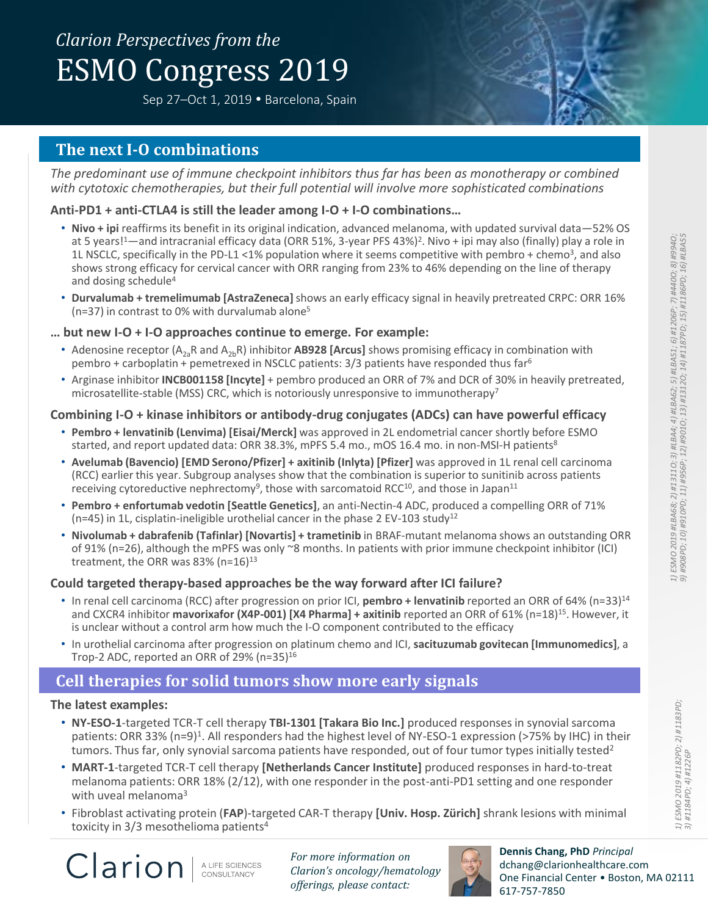*Clarion Perspectives from the*

# ESMO Congress 2019

Sep 27–Oct 1, 2019 • Barcelona, Spain

## The next I-O combinations

*The predominant use of immune checkpoint inhibitors thus far has been as monotherapy or combined with cytotoxic chemotherapies, but their full potential will involve more sophisticated combinations*

### Anti-PD1 + anti-CTLA4 is still the leader among I-O + I-O combinations…

- **Nivo + ipi** reaffirms its benefit in its original indication, advanced melanoma, with updated survival data—52% OS at 5 years![1]—and intracranial efficacy data (ORR 51%, 3-year PFS 43%)[2]. Nivo + ipi may also (finally) play a role in 1L NSCLC, specifically in the PD-L1 <1% population where it seems competitive with pembro + chemo[3], and also shows strong efficacy for cervical cancer with ORR ranging from 23% to 46% depending on the line of therapy and dosing schedule[4]
- **Durvalumab + tremelimumab [AstraZeneca]** shows an early efficacy signal in heavily pretreated CRPC: ORR 16% (n=37) in contrast to 0% with durvalumab alone[5]

### … but new I-O + I-O approaches continue to emerge. For example:

- Adenosine receptor ($A_{2a}R$ and $A_{2b}R$) inhibitor **AB928 [Arcus]** shows promising efficacy in combination with pembro + carboplatin + pemetrexed in NSCLC patients: 3/3 patients have responded thus far[6]
- Arginase inhibitor **INCB001158 [Incyte]** + pembro produced an ORR of 7% and DCR of 30% in heavily pretreated, microsatellite-stable (MSS) CRC, which is notoriously unresponsive to immunotherapy[7]

### Combining I-O + kinase inhibitors or antibody-drug conjugates (ADCs) can have powerful efficacy

- **Pembro + lenvatinib (Lenvima) [Eisai/Merck]** was approved in 2L endometrial cancer shortly before ESMO started, and report updated data: ORR 38.3%, mPFS 5.4 mo., mOS 16.4 mo. in non-MSI-H patients[8]
- **Avelumab (Bavencio) [EMD Serono/Pfizer] + axitinib (Inlyta) [Pfizer]** was approved in 1L renal cell carcinoma (RCC) earlier this year. Subgroup analyses show that the combination is superior to sunitinib across patients receiving cytoreductive nephrectomy[9], those with sarcomatoid RCC[10], and those in Japan[11]
- **Pembro + enfortumab vedotin [Seattle Genetics]**, an anti-Nectin-4 ADC, produced a compelling ORR of 71% (n=45) in 1L, cisplatin-ineligible urothelial cancer in the phase 2 EV-103 study[12]
- **Nivolumab + dabrafenib (Tafinlar) [Novartis] + trametinib** in BRAF-mutant melanoma shows an outstanding ORR of 91% (n=26), although the mPFS was only ~8 months. In patients with prior immune checkpoint inhibitor (ICI) treatment, the ORR was 83% (n=16)[13]

### Could targeted therapy-based approaches be the way forward after ICI failure?

- In renal cell carcinoma (RCC) after progression on prior ICI, **pembro + lenvatinib** reported an ORR of 64% (n=33)[14] and CXCR4 inhibitor **mavorixafor (X4P-001) [X4 Pharma] + axitinib** reported an ORR of 61% (n=18)[15]. However, it is unclear without a control arm how much the I-O component contributed to the efficacy
- In urothelial carcinoma after progression on platinum chemo and ICI, **sacituzumab govitecan [Immunomedics]**, a Trop-2 ADC, reported an ORR of 29% (n=35)[16]

*1) ESMO 2019 #LBA68; 2) #1311O; 3) #LBA4; 4) #LBA62; 5) #LBA51; 6) #1206P; 7) #440O; 8) #994O; 9) #908PD; 10) #910PD; 11) #956P; 12) #901O; 13) #1312O; 14) #1187PD; 15) #1186PD; 16) #LBA55*

## Cell therapies for solid tumors show more early signals

### The latest examples:

- **NY-ESO-1**-targeted TCR-T cell therapy **TBI-1301 [Takara Bio Inc.]** produced responses in synovial sarcoma patients: ORR 33% (n=9)[1]. All responders had the highest level of NY-ESO-1 expression (>75% by IHC) in their tumors. Thus far, only synovial sarcoma patients have responded, out of four tumor types initially tested[2]
- **MART-1**-targeted TCR-T cell therapy **[Netherlands Cancer Institute]** produced responses in hard-to-treat melanoma patients: ORR 18% (2/12), with one responder in the post-anti-PD1 setting and one responder with uveal melanoma[3]
- Fibroblast activating protein (**FAP**)-targeted CAR-T therapy **[Univ. Hosp. Zürich]** shrank lesions with minimal toxicity in 3/3 mesothelioma patients[4]

*1) ESMO 2019 #1182PD; 2) #1183PD; 3) #1184PD; 4) #1226P*

Clarion | A LIFE SCIENCES CONSULTANCY

*For more information on Clarion's oncology/hematology offerings, please contact:*

**Dennis Chang, PhD** *Principal*
dchang@clarionhealthcare.com
One Financial Center • Boston, MA 02111
617-757-7850